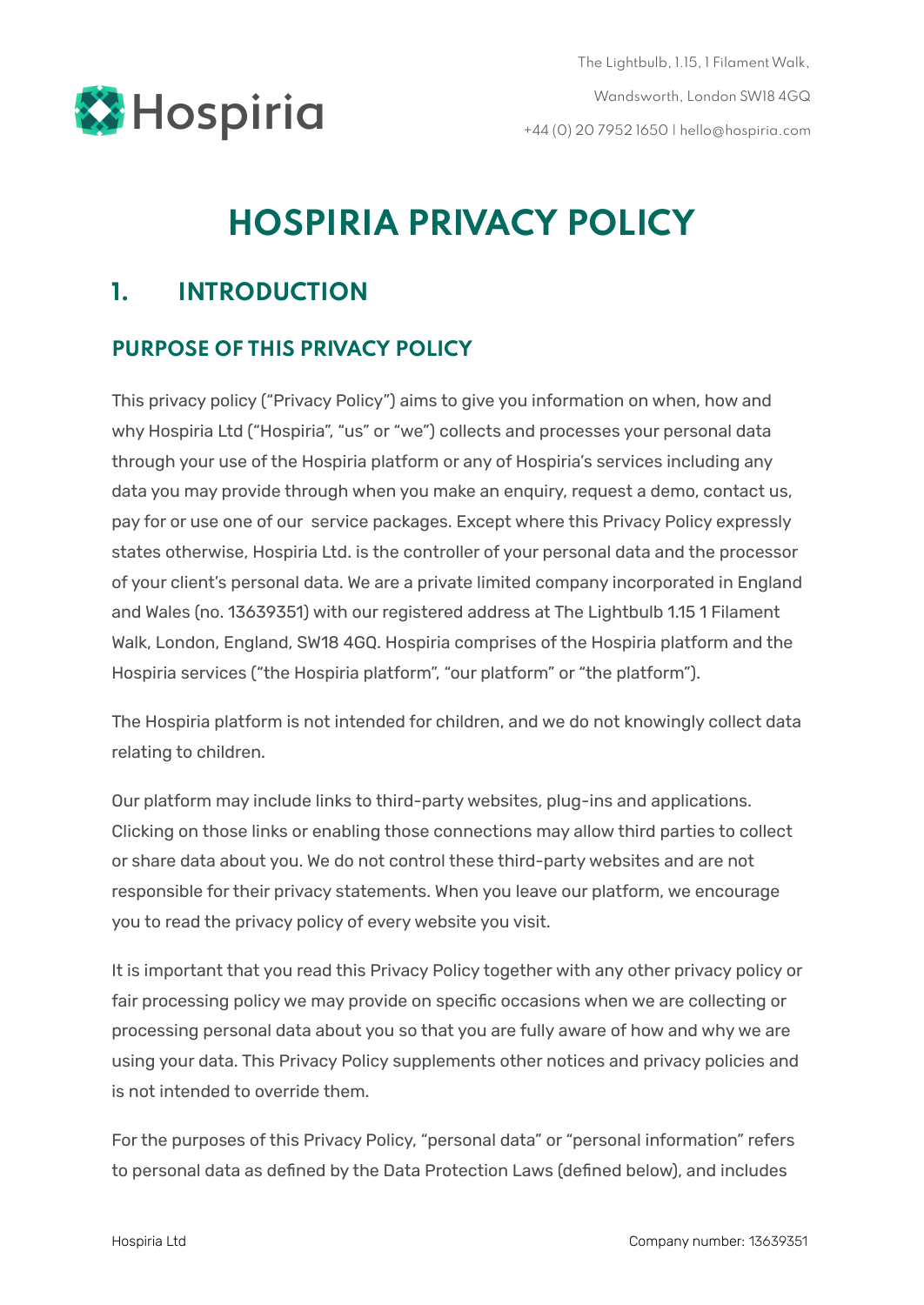Hospiria

The Lightbulb, 1.15, 1 Filament Walk,
Wandsworth, London SW18 4GQ
+44 (0) 20 7952 1650 | hello@hospiria.com

# HOSPIRIA PRIVACY POLICY

## 1. INTRODUCTION

### PURPOSE OF THIS PRIVACY POLICY

This privacy policy ("Privacy Policy") aims to give you information on when, how and why Hospiria Ltd ("Hospiria", "us" or "we") collects and processes your personal data through your use of the Hospiria platform or any of Hospiria's services including any data you may provide through when you make an enquiry, request a demo, contact us, pay for or use one of our service packages. Except where this Privacy Policy expressly states otherwise, Hospiria Ltd. is the controller of your personal data and the processor of your client's personal data. We are a private limited company incorporated in England and Wales (no. 13639351) with our registered address at The Lightbulb 1.15 1 Filament Walk, London, England, SW18 4GQ. Hospiria comprises of the Hospiria platform and the Hospiria services ("the Hospiria platform", "our platform" or "the platform").

The Hospiria platform is not intended for children, and we do not knowingly collect data relating to children.

Our platform may include links to third-party websites, plug-ins and applications. Clicking on those links or enabling those connections may allow third parties to collect or share data about you. We do not control these third-party websites and are not responsible for their privacy statements. When you leave our platform, we encourage you to read the privacy policy of every website you visit.

It is important that you read this Privacy Policy together with any other privacy policy or fair processing policy we may provide on specific occasions when we are collecting or processing personal data about you so that you are fully aware of how and why we are using your data. This Privacy Policy supplements other notices and privacy policies and is not intended to override them.

For the purposes of this Privacy Policy, "personal data" or "personal information" refers to personal data as defined by the Data Protection Laws (defined below), and includes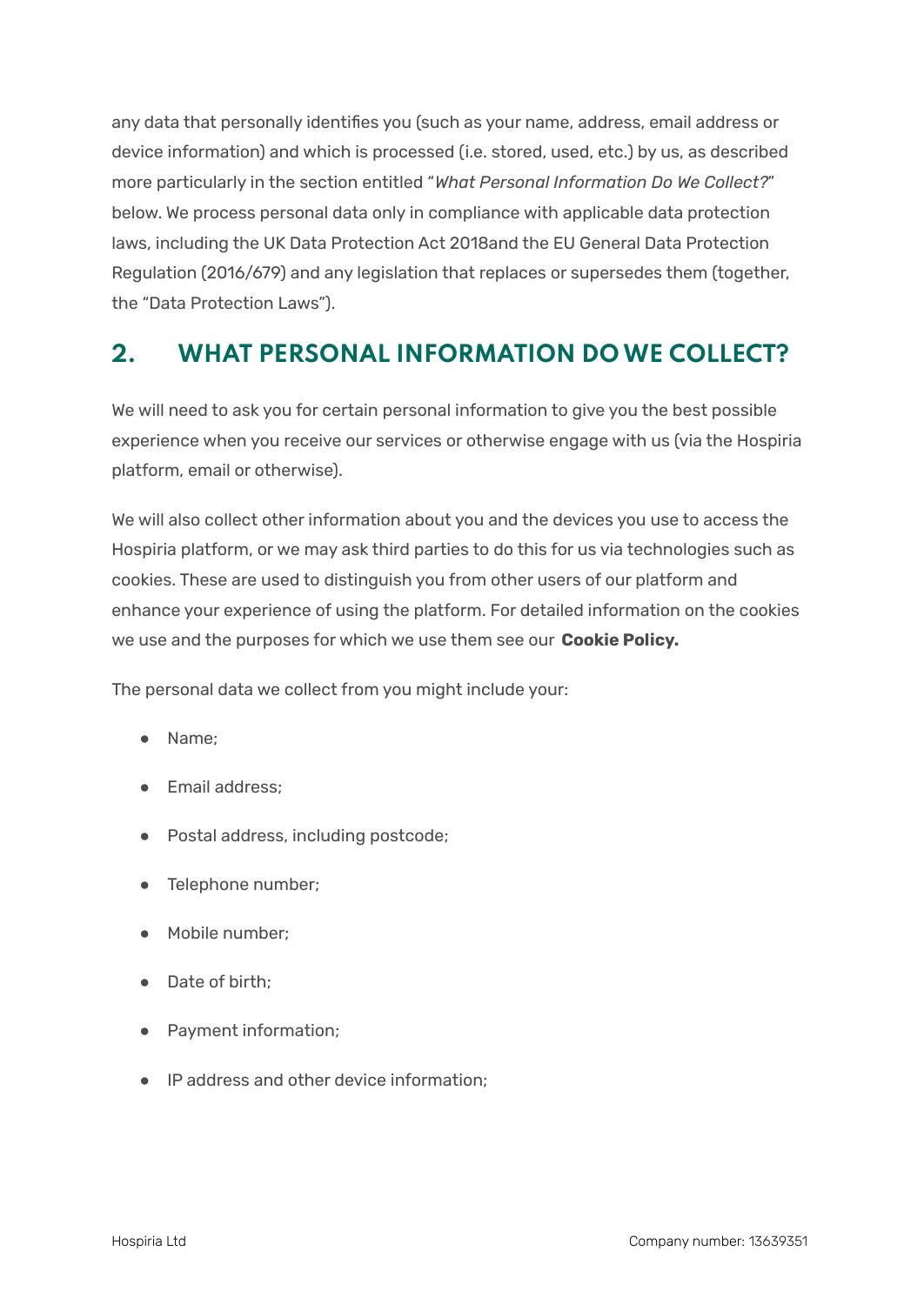any data that personally identifies you (such as your name, address, email address or device information) and which is processed (i.e. stored, used, etc.) by us, as described more particularly in the section entitled "*What Personal Information Do We Collect?*" below. We process personal data only in compliance with applicable data protection laws, including the UK Data Protection Act 2018and the EU General Data Protection Regulation (2016/679) and any legislation that replaces or supersedes them (together, the "Data Protection Laws").

## 2. WHAT PERSONAL INFORMATION DO WE COLLECT?

We will need to ask you for certain personal information to give you the best possible experience when you receive our services or otherwise engage with us (via the Hospiria platform, email or otherwise).

We will also collect other information about you and the devices you use to access the Hospiria platform, or we may ask third parties to do this for us via technologies such as cookies. These are used to distinguish you from other users of our platform and enhance your experience of using the platform. For detailed information on the cookies we use and the purposes for which we use them see our **Cookie Policy.**

The personal data we collect from you might include your:

- Name;
- Email address;
- Postal address, including postcode;
- Telephone number;
- Mobile number;
- Date of birth;
- Payment information;
- IP address and other device information;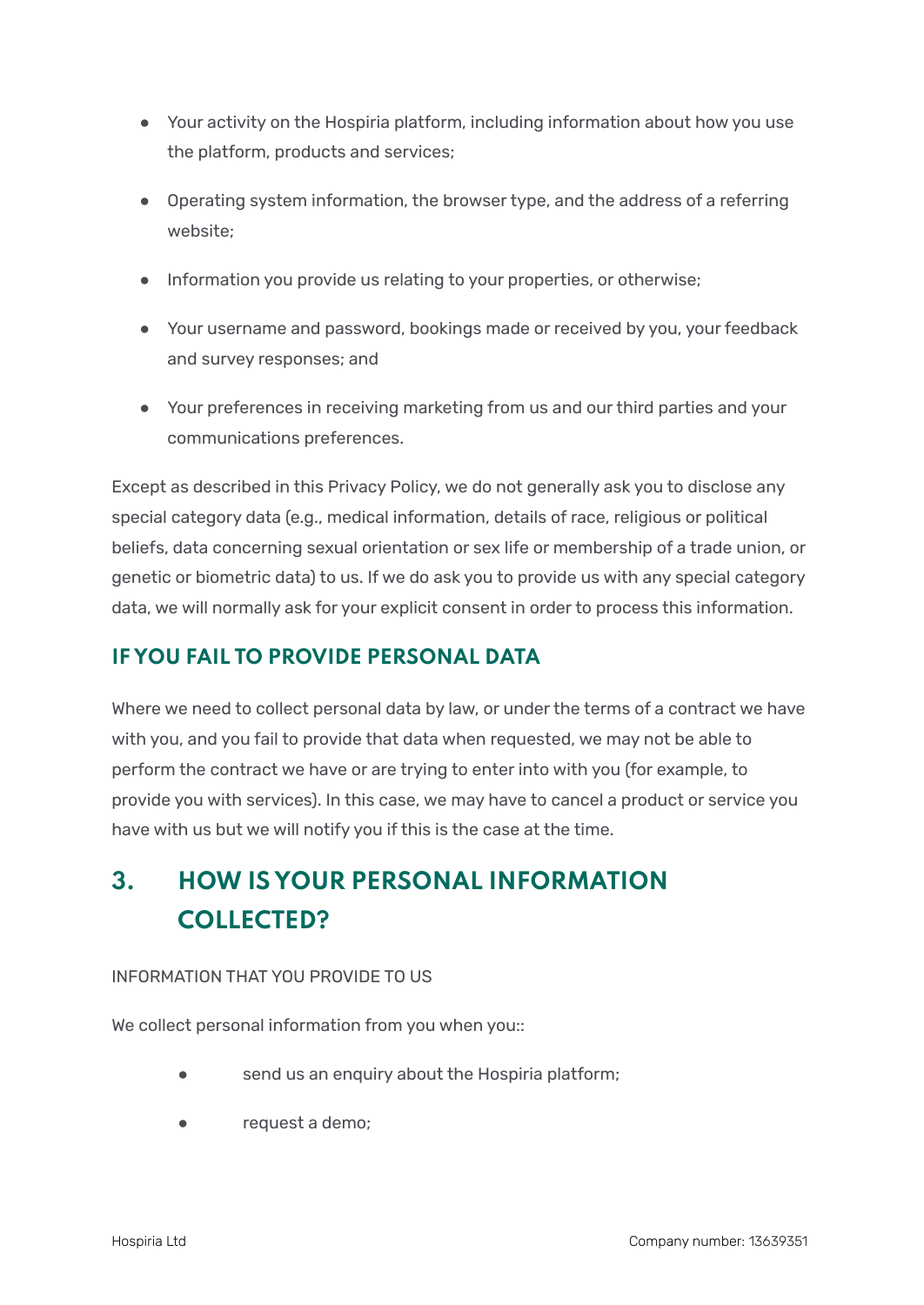- Your activity on the Hospiria platform, including information about how you use the platform, products and services;
- Operating system information, the browser type, and the address of a referring website;
- Information you provide us relating to your properties, or otherwise;
- Your username and password, bookings made or received by you, your feedback and survey responses; and
- Your preferences in receiving marketing from us and our third parties and your communications preferences.

Except as described in this Privacy Policy, we do not generally ask you to disclose any special category data (e.g., medical information, details of race, religious or political beliefs, data concerning sexual orientation or sex life or membership of a trade union, or genetic or biometric data) to us. If we do ask you to provide us with any special category data, we will normally ask for your explicit consent in order to process this information.

### IF YOU FAIL TO PROVIDE PERSONAL DATA

Where we need to collect personal data by law, or under the terms of a contract we have with you, and you fail to provide that data when requested, we may not be able to perform the contract we have or are trying to enter into with you (for example, to provide you with services). In this case, we may have to cancel a product or service you have with us but we will notify you if this is the case at the time.

## 3. HOW IS YOUR PERSONAL INFORMATION COLLECTED?

INFORMATION THAT YOU PROVIDE TO US

We collect personal information from you when you::

- send us an enquiry about the Hospiria platform;
- request a demo;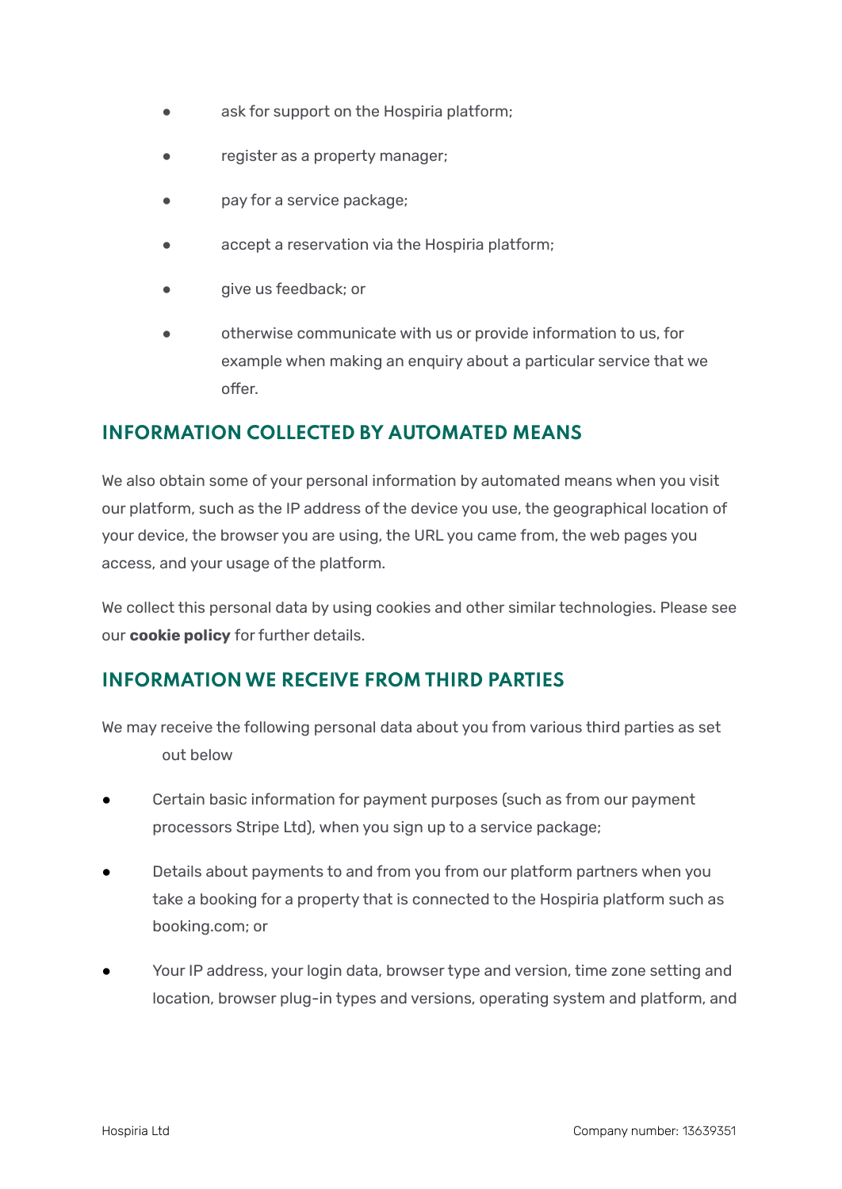- ask for support on the Hospiria platform;
- register as a property manager;
- pay for a service package;
- accept a reservation via the Hospiria platform;
- give us feedback; or
- otherwise communicate with us or provide information to us, for example when making an enquiry about a particular service that we offer.

## INFORMATION COLLECTED BY AUTOMATED MEANS

We also obtain some of your personal information by automated means when you visit our platform, such as the IP address of the device you use, the geographical location of your device, the browser you are using, the URL you came from, the web pages you access, and your usage of the platform.

We collect this personal data by using cookies and other similar technologies. Please see our **cookie policy** for further details.

## INFORMATION WE RECEIVE FROM THIRD PARTIES

We may receive the following personal data about you from various third parties as set out below

- Certain basic information for payment purposes (such as from our payment processors Stripe Ltd), when you sign up to a service package;
- Details about payments to and from you from our platform partners when you take a booking for a property that is connected to the Hospiria platform such as booking.com; or
- Your IP address, your login data, browser type and version, time zone setting and location, browser plug-in types and versions, operating system and platform, and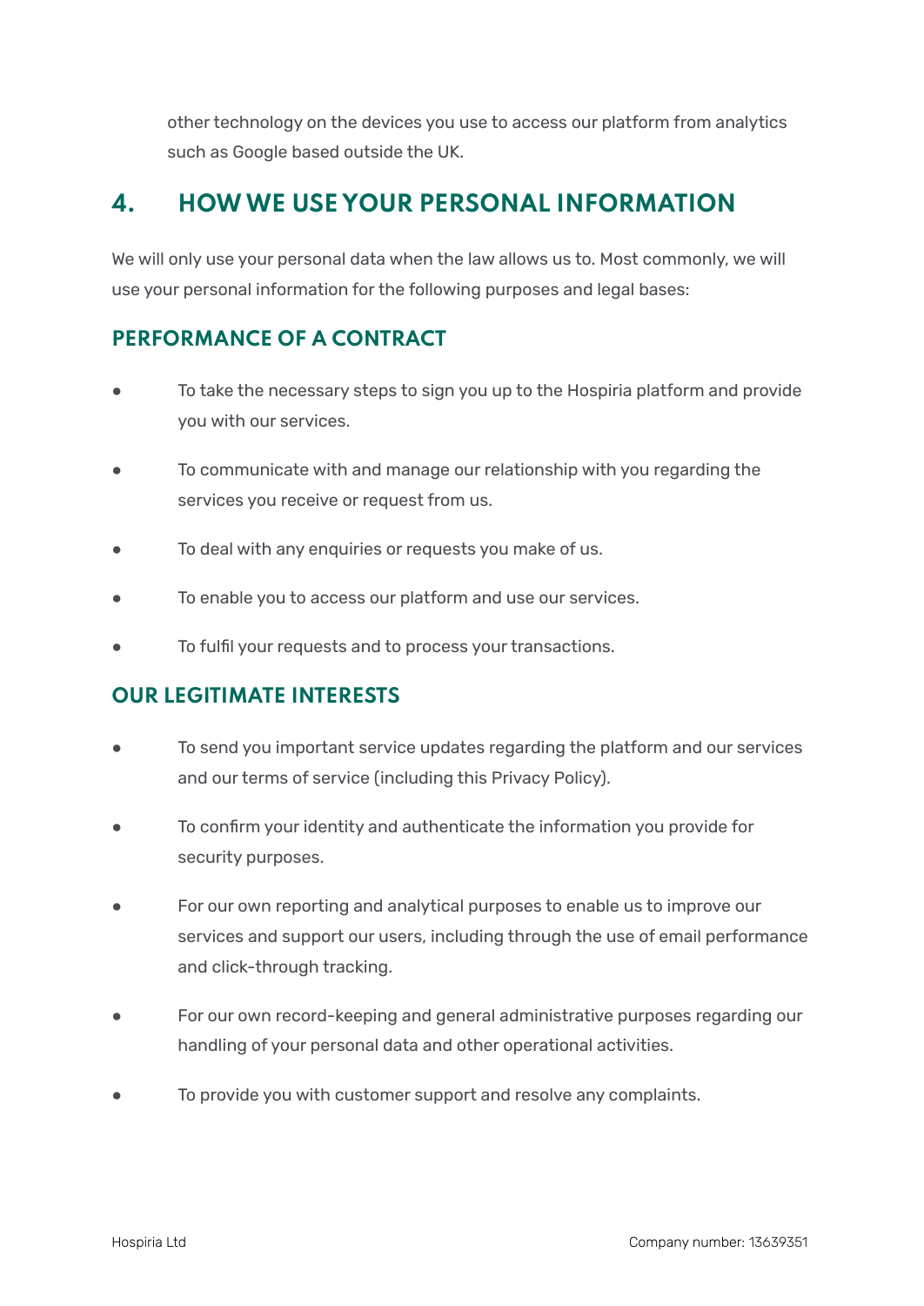other technology on the devices you use to access our platform from analytics such as Google based outside the UK.

## 4. HOW WE USE YOUR PERSONAL INFORMATION

We will only use your personal data when the law allows us to. Most commonly, we will use your personal information for the following purposes and legal bases:

### PERFORMANCE OF A CONTRACT

- To take the necessary steps to sign you up to the Hospiria platform and provide you with our services.
- To communicate with and manage our relationship with you regarding the services you receive or request from us.
- To deal with any enquiries or requests you make of us.
- To enable you to access our platform and use our services.
- To fulfil your requests and to process your transactions.

### OUR LEGITIMATE INTERESTS

- To send you important service updates regarding the platform and our services and our terms of service (including this Privacy Policy).
- To confirm your identity and authenticate the information you provide for security purposes.
- For our own reporting and analytical purposes to enable us to improve our services and support our users, including through the use of email performance and click-through tracking.
- For our own record-keeping and general administrative purposes regarding our handling of your personal data and other operational activities.
- To provide you with customer support and resolve any complaints.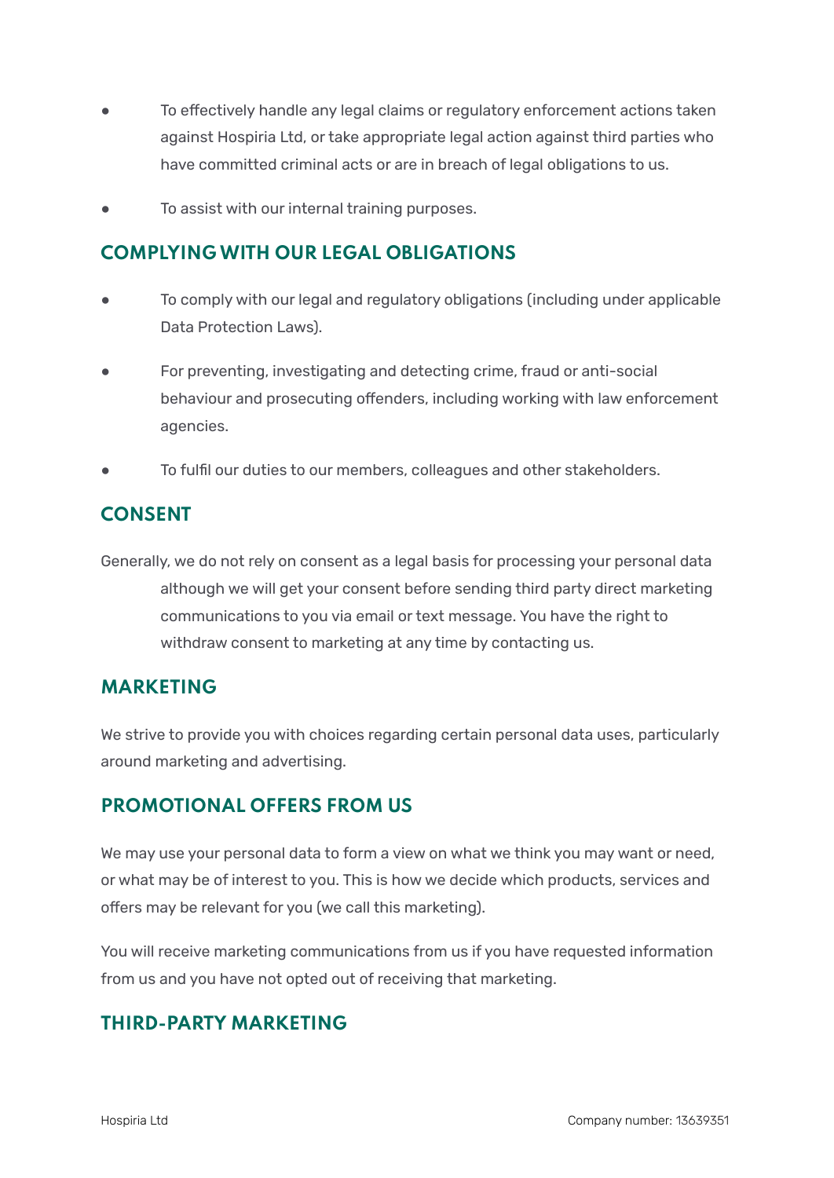- To effectively handle any legal claims or regulatory enforcement actions taken against Hospiria Ltd, or take appropriate legal action against third parties who have committed criminal acts or are in breach of legal obligations to us.
- To assist with our internal training purposes.

## COMPLYING WITH OUR LEGAL OBLIGATIONS

- To comply with our legal and regulatory obligations (including under applicable Data Protection Laws).
- For preventing, investigating and detecting crime, fraud or anti-social behaviour and prosecuting offenders, including working with law enforcement agencies.
- To fulfil our duties to our members, colleagues and other stakeholders.

## CONSENT

Generally, we do not rely on consent as a legal basis for processing your personal data although we will get your consent before sending third party direct marketing communications to you via email or text message. You have the right to withdraw consent to marketing at any time by contacting us.

## MARKETING

We strive to provide you with choices regarding certain personal data uses, particularly around marketing and advertising.

## PROMOTIONAL OFFERS FROM US

We may use your personal data to form a view on what we think you may want or need, or what may be of interest to you. This is how we decide which products, services and offers may be relevant for you (we call this marketing).

You will receive marketing communications from us if you have requested information from us and you have not opted out of receiving that marketing.

## THIRD-PARTY MARKETING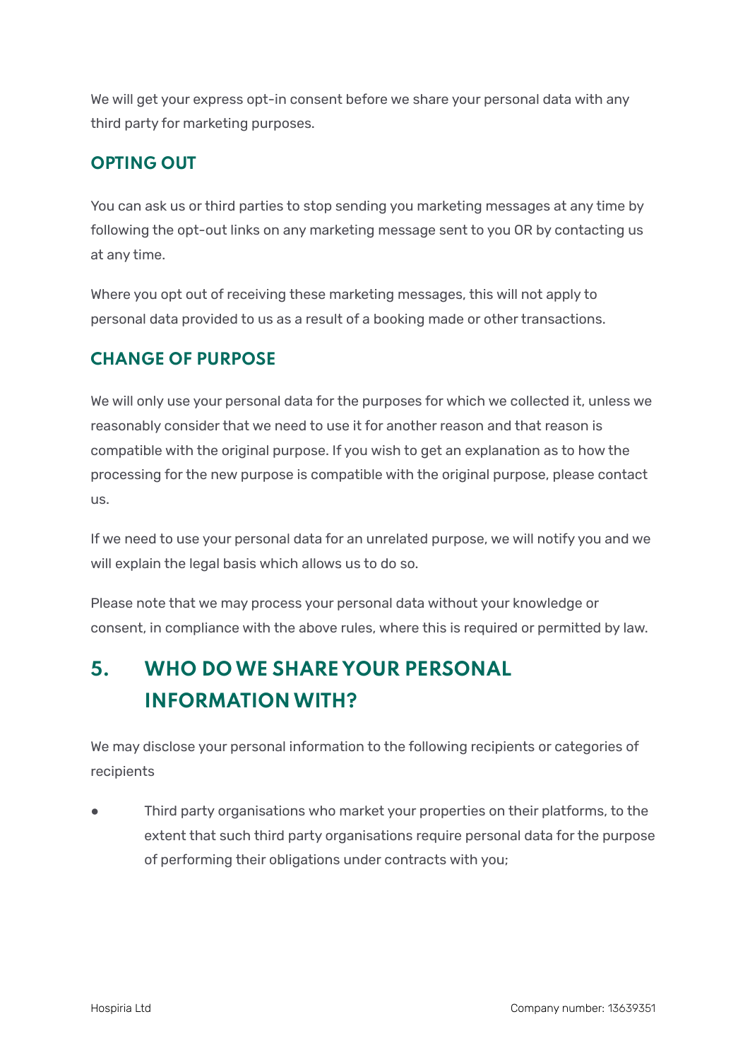We will get your express opt-in consent before we share your personal data with any third party for marketing purposes.

### OPTING OUT

You can ask us or third parties to stop sending you marketing messages at any time by following the opt-out links on any marketing message sent to you OR by contacting us at any time.

Where you opt out of receiving these marketing messages, this will not apply to personal data provided to us as a result of a booking made or other transactions.

### CHANGE OF PURPOSE

We will only use your personal data for the purposes for which we collected it, unless we reasonably consider that we need to use it for another reason and that reason is compatible with the original purpose. If you wish to get an explanation as to how the processing for the new purpose is compatible with the original purpose, please contact us.

If we need to use your personal data for an unrelated purpose, we will notify you and we will explain the legal basis which allows us to do so.

Please note that we may process your personal data without your knowledge or consent, in compliance with the above rules, where this is required or permitted by law.

## 5. WHO DO WE SHARE YOUR PERSONAL INFORMATION WITH?

We may disclose your personal information to the following recipients or categories of recipients

- Third party organisations who market your properties on their platforms, to the extent that such third party organisations require personal data for the purpose of performing their obligations under contracts with you;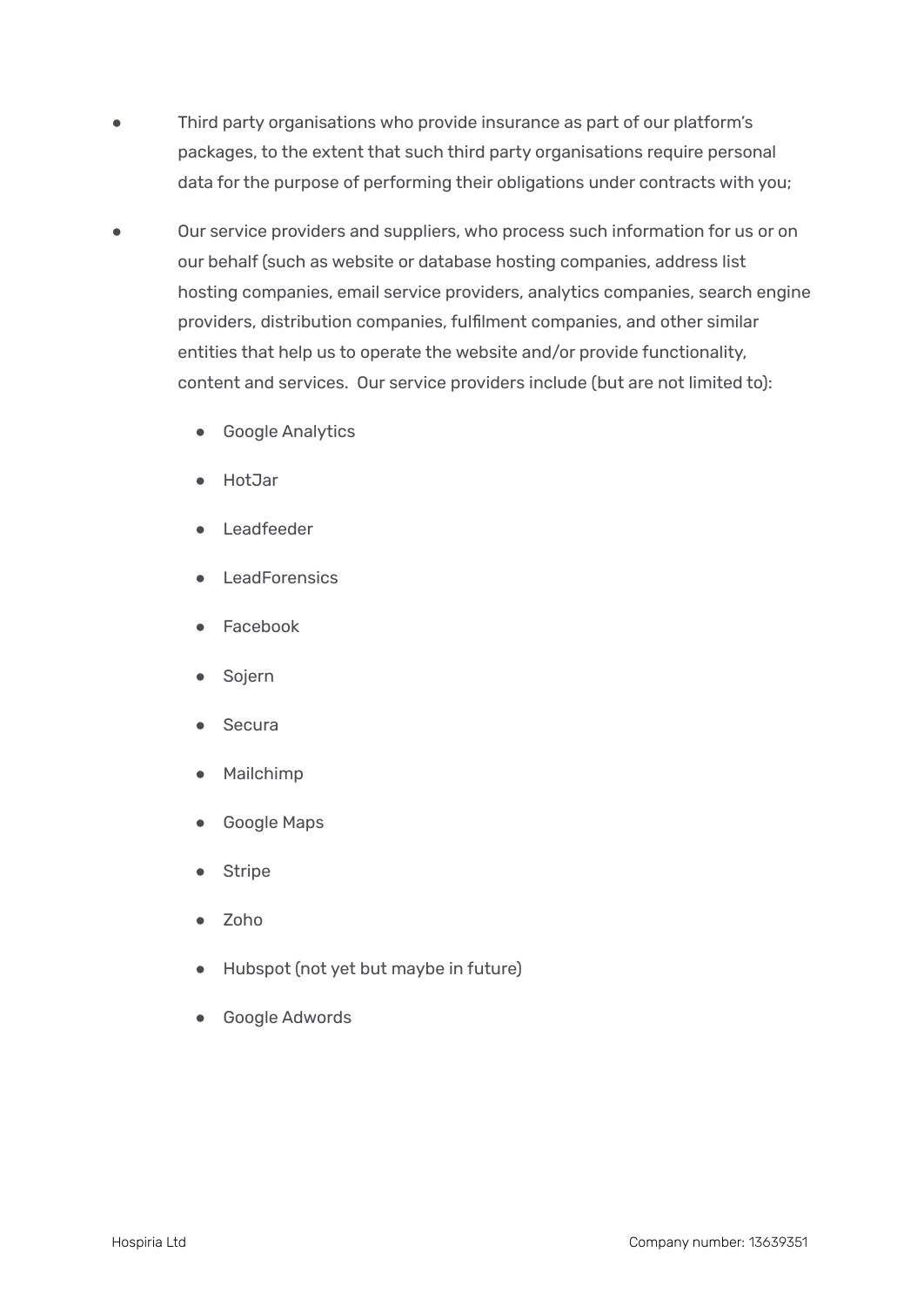- Third party organisations who provide insurance as part of our platform's packages, to the extent that such third party organisations require personal data for the purpose of performing their obligations under contracts with you;
- Our service providers and suppliers, who process such information for us or on our behalf (such as website or database hosting companies, address list hosting companies, email service providers, analytics companies, search engine providers, distribution companies, fulfilment companies, and other similar entities that help us to operate the website and/or provide functionality, content and services. Our service providers include (but are not limited to):
    - Google Analytics
    - HotJar
    - Leadfeeder
    - LeadForensics
    - Facebook
    - Sojern
    - Secura
    - Mailchimp
    - Google Maps
    - Stripe
    - Zoho
    - Hubspot (not yet but maybe in future)
    - Google Adwords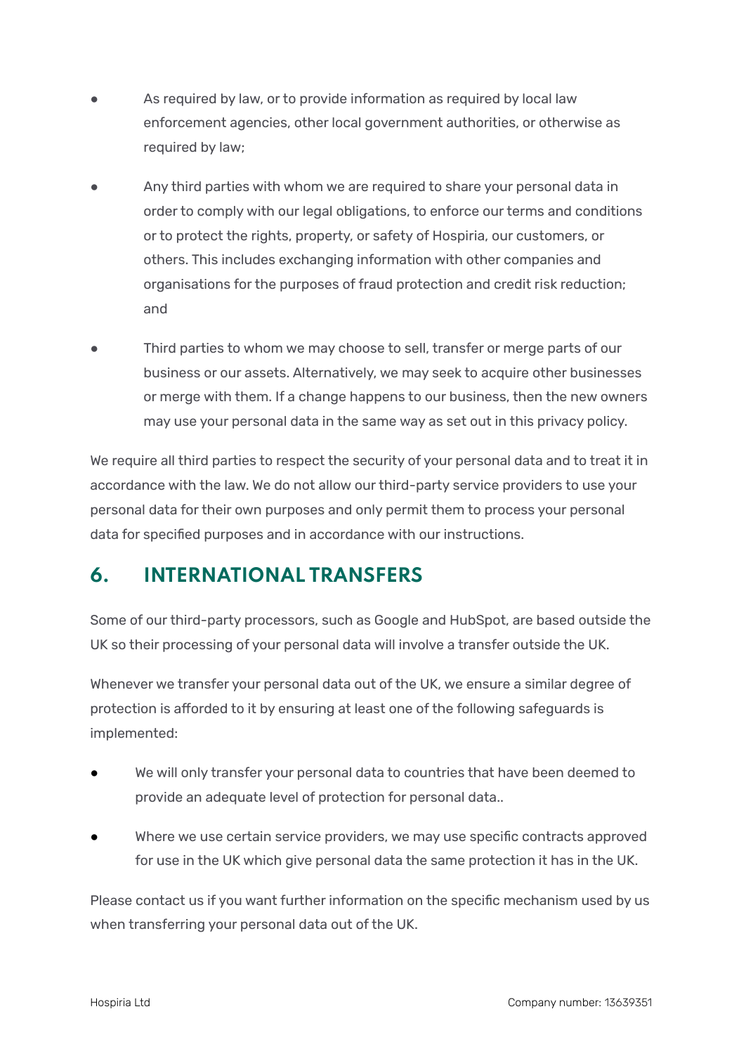- As required by law, or to provide information as required by local law enforcement agencies, other local government authorities, or otherwise as required by law;
- Any third parties with whom we are required to share your personal data in order to comply with our legal obligations, to enforce our terms and conditions or to protect the rights, property, or safety of Hospiria, our customers, or others. This includes exchanging information with other companies and organisations for the purposes of fraud protection and credit risk reduction; and
- Third parties to whom we may choose to sell, transfer or merge parts of our business or our assets. Alternatively, we may seek to acquire other businesses or merge with them. If a change happens to our business, then the new owners may use your personal data in the same way as set out in this privacy policy.

We require all third parties to respect the security of your personal data and to treat it in accordance with the law. We do not allow our third-party service providers to use your personal data for their own purposes and only permit them to process your personal data for specified purposes and in accordance with our instructions.

## 6. INTERNATIONAL TRANSFERS

Some of our third-party processors, such as Google and HubSpot, are based outside the UK so their processing of your personal data will involve a transfer outside the UK.

Whenever we transfer your personal data out of the UK, we ensure a similar degree of protection is afforded to it by ensuring at least one of the following safeguards is implemented:

- We will only transfer your personal data to countries that have been deemed to provide an adequate level of protection for personal data..
- Where we use certain service providers, we may use specific contracts approved for use in the UK which give personal data the same protection it has in the UK.

Please contact us if you want further information on the specific mechanism used by us when transferring your personal data out of the UK.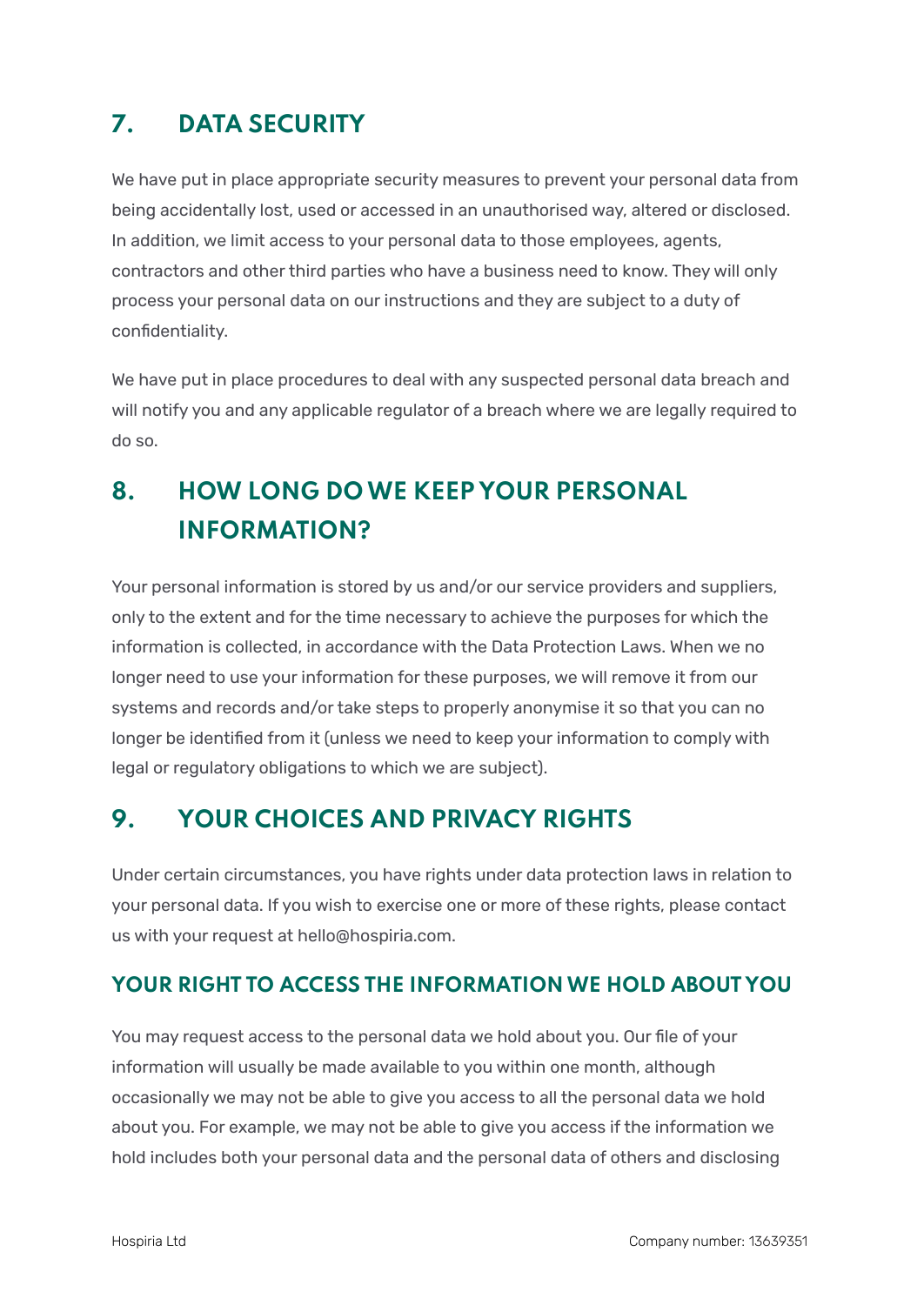## 7. DATA SECURITY

We have put in place appropriate security measures to prevent your personal data from being accidentally lost, used or accessed in an unauthorised way, altered or disclosed. In addition, we limit access to your personal data to those employees, agents, contractors and other third parties who have a business need to know. They will only process your personal data on our instructions and they are subject to a duty of confidentiality.

We have put in place procedures to deal with any suspected personal data breach and will notify you and any applicable regulator of a breach where we are legally required to do so.

## 8. HOW LONG DO WE KEEP YOUR PERSONAL INFORMATION?

Your personal information is stored by us and/or our service providers and suppliers, only to the extent and for the time necessary to achieve the purposes for which the information is collected, in accordance with the Data Protection Laws. When we no longer need to use your information for these purposes, we will remove it from our systems and records and/or take steps to properly anonymise it so that you can no longer be identified from it (unless we need to keep your information to comply with legal or regulatory obligations to which we are subject).

## 9. YOUR CHOICES AND PRIVACY RIGHTS

Under certain circumstances, you have rights under data protection laws in relation to your personal data. If you wish to exercise one or more of these rights, please contact us with your request at hello@hospiria.com.

### YOUR RIGHT TO ACCESS THE INFORMATION WE HOLD ABOUT YOU

You may request access to the personal data we hold about you. Our file of your information will usually be made available to you within one month, although occasionally we may not be able to give you access to all the personal data we hold about you. For example, we may not be able to give you access if the information we hold includes both your personal data and the personal data of others and disclosing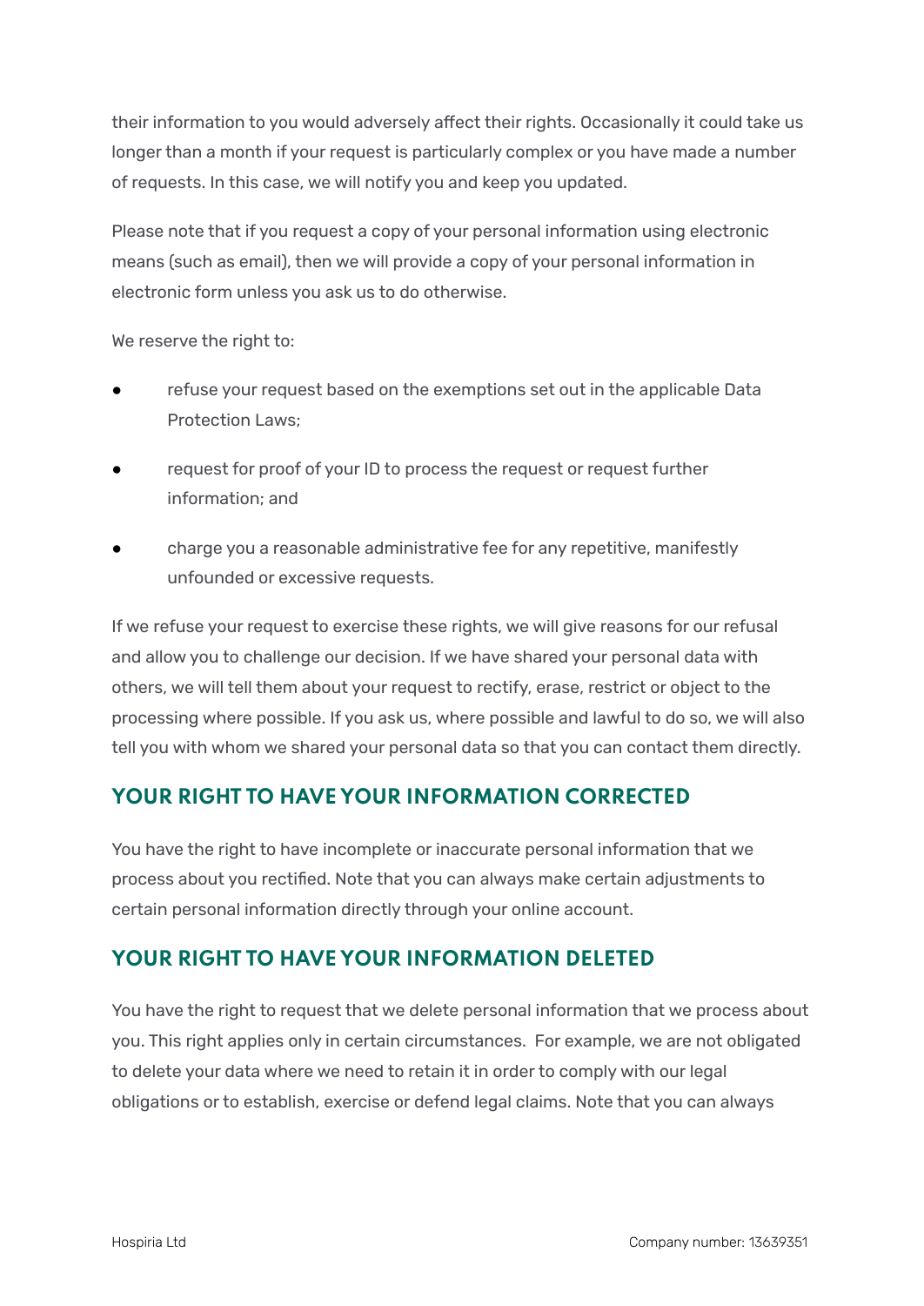their information to you would adversely affect their rights. Occasionally it could take us longer than a month if your request is particularly complex or you have made a number of requests. In this case, we will notify you and keep you updated.

Please note that if you request a copy of your personal information using electronic means (such as email), then we will provide a copy of your personal information in electronic form unless you ask us to do otherwise.

We reserve the right to:

- refuse your request based on the exemptions set out in the applicable Data Protection Laws;
- request for proof of your ID to process the request or request further information; and
- charge you a reasonable administrative fee for any repetitive, manifestly unfounded or excessive requests.

If we refuse your request to exercise these rights, we will give reasons for our refusal and allow you to challenge our decision. If we have shared your personal data with others, we will tell them about your request to rectify, erase, restrict or object to the processing where possible. If you ask us, where possible and lawful to do so, we will also tell you with whom we shared your personal data so that you can contact them directly.

## YOUR RIGHT TO HAVE YOUR INFORMATION CORRECTED

You have the right to have incomplete or inaccurate personal information that we process about you rectified. Note that you can always make certain adjustments to certain personal information directly through your online account.

## YOUR RIGHT TO HAVE YOUR INFORMATION DELETED

You have the right to request that we delete personal information that we process about you. This right applies only in certain circumstances. For example, we are not obligated to delete your data where we need to retain it in order to comply with our legal obligations or to establish, exercise or defend legal claims. Note that you can always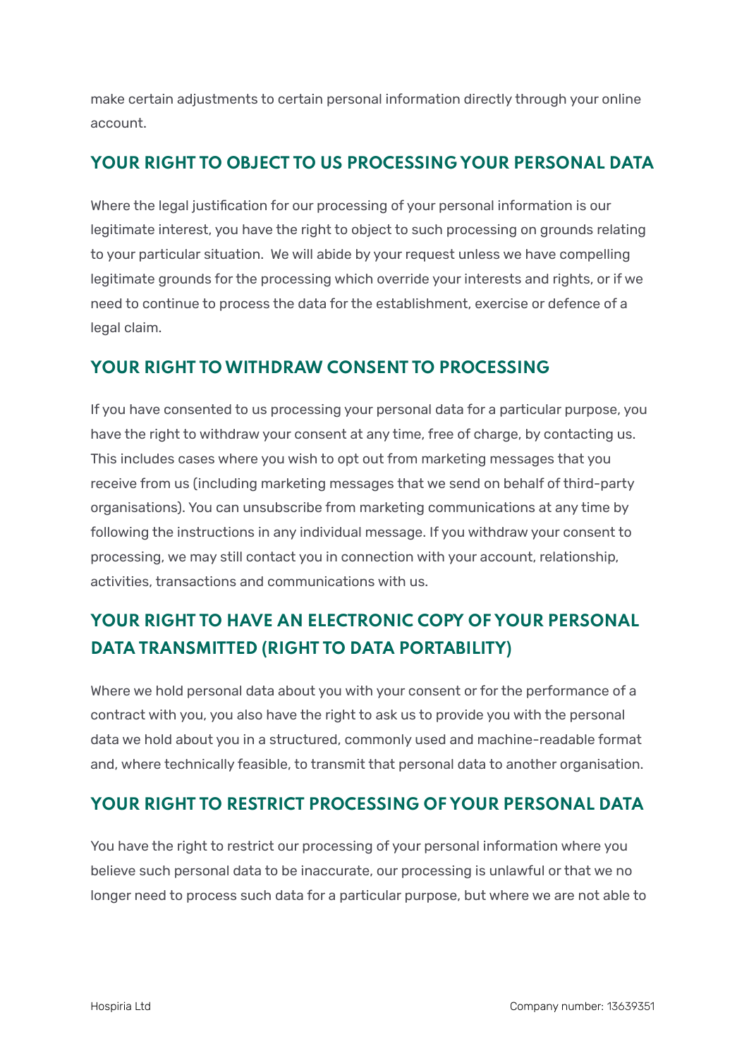make certain adjustments to certain personal information directly through your online account.

## YOUR RIGHT TO OBJECT TO US PROCESSING YOUR PERSONAL DATA

Where the legal justification for our processing of your personal information is our legitimate interest, you have the right to object to such processing on grounds relating to your particular situation. We will abide by your request unless we have compelling legitimate grounds for the processing which override your interests and rights, or if we need to continue to process the data for the establishment, exercise or defence of a legal claim.

## YOUR RIGHT TO WITHDRAW CONSENT TO PROCESSING

If you have consented to us processing your personal data for a particular purpose, you have the right to withdraw your consent at any time, free of charge, by contacting us. This includes cases where you wish to opt out from marketing messages that you receive from us (including marketing messages that we send on behalf of third-party organisations). You can unsubscribe from marketing communications at any time by following the instructions in any individual message. If you withdraw your consent to processing, we may still contact you in connection with your account, relationship, activities, transactions and communications with us.

## YOUR RIGHT TO HAVE AN ELECTRONIC COPY OF YOUR PERSONAL DATA TRANSMITTED (RIGHT TO DATA PORTABILITY)

Where we hold personal data about you with your consent or for the performance of a contract with you, you also have the right to ask us to provide you with the personal data we hold about you in a structured, commonly used and machine-readable format and, where technically feasible, to transmit that personal data to another organisation.

## YOUR RIGHT TO RESTRICT PROCESSING OF YOUR PERSONAL DATA

You have the right to restrict our processing of your personal information where you believe such personal data to be inaccurate, our processing is unlawful or that we no longer need to process such data for a particular purpose, but where we are not able to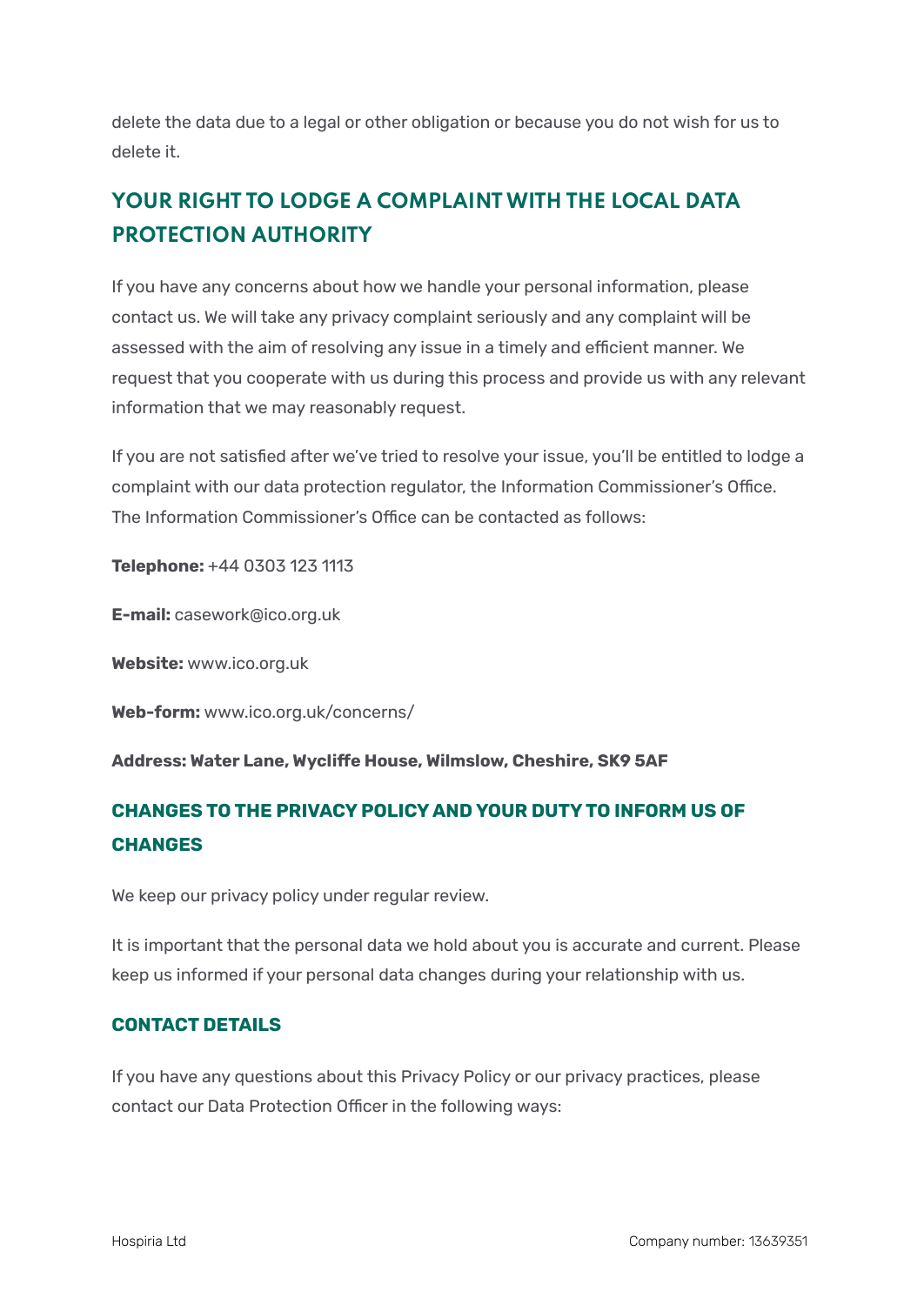delete the data due to a legal or other obligation or because you do not wish for us to delete it.

## YOUR RIGHT TO LODGE A COMPLAINT WITH THE LOCAL DATA PROTECTION AUTHORITY

If you have any concerns about how we handle your personal information, please contact us. We will take any privacy complaint seriously and any complaint will be assessed with the aim of resolving any issue in a timely and efficient manner. We request that you cooperate with us during this process and provide us with any relevant information that we may reasonably request.

If you are not satisfied after we've tried to resolve your issue, you'll be entitled to lodge a complaint with our data protection regulator, the Information Commissioner's Office. The Information Commissioner's Office can be contacted as follows:

**Telephone:** +44 0303 123 1113

**E-mail:** casework@ico.org.uk

**Website:** www.ico.org.uk

**Web-form:** www.ico.org.uk/concerns/

**Address: Water Lane, Wycliffe House, Wilmslow, Cheshire, SK9 5AF**

### CHANGES TO THE PRIVACY POLICY AND YOUR DUTY TO INFORM US OF CHANGES

We keep our privacy policy under regular review.

It is important that the personal data we hold about you is accurate and current. Please keep us informed if your personal data changes during your relationship with us.

### CONTACT DETAILS

If you have any questions about this Privacy Policy or our privacy practices, please contact our Data Protection Officer in the following ways: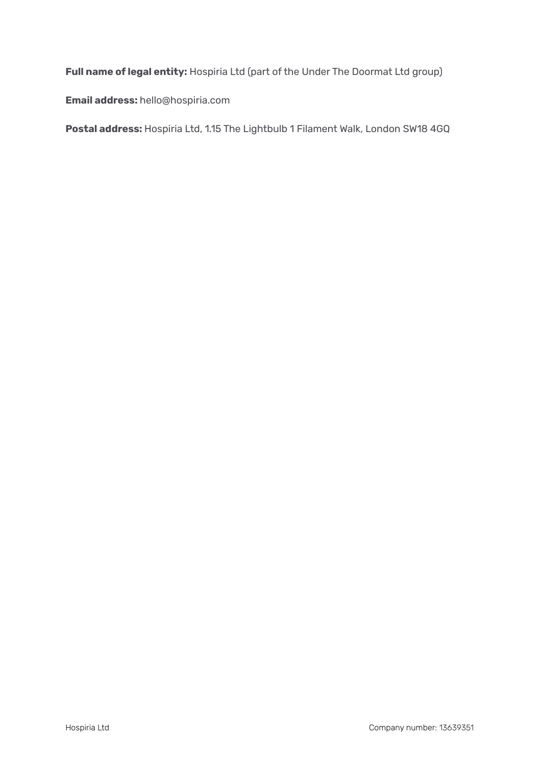**Full name of legal entity:** Hospiria Ltd (part of the Under The Doormat Ltd group)

**Email address:** hello@hospiria.com

**Postal address:** Hospiria Ltd, 1.15 The Lightbulb 1 Filament Walk, London SW18 4GQ